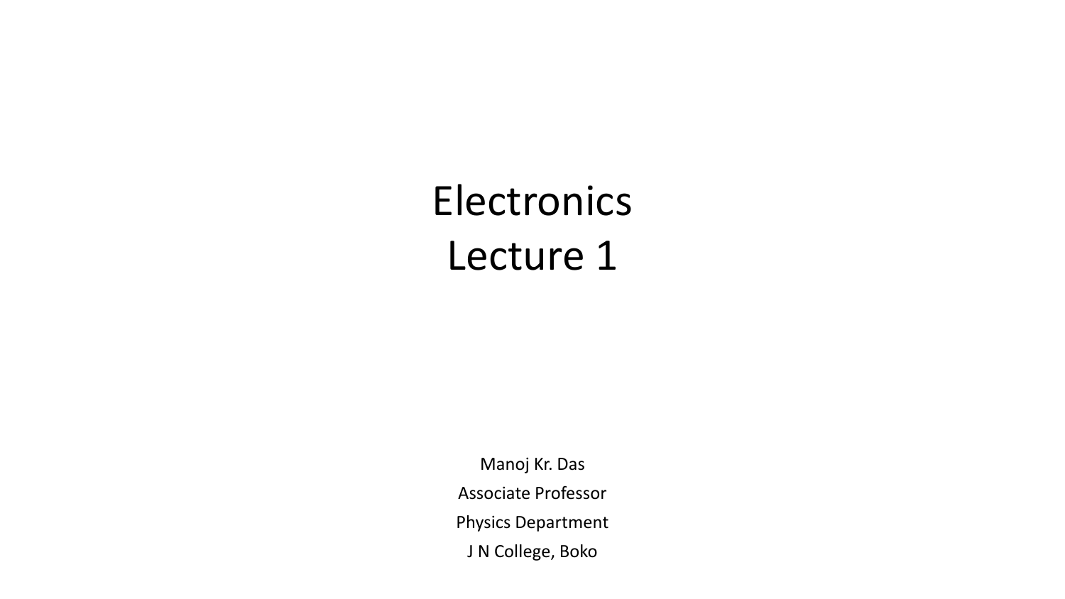# Electronics
# Lecture 1

Manoj Kr. Das

Associate Professor

Physics Department

J N College, Boko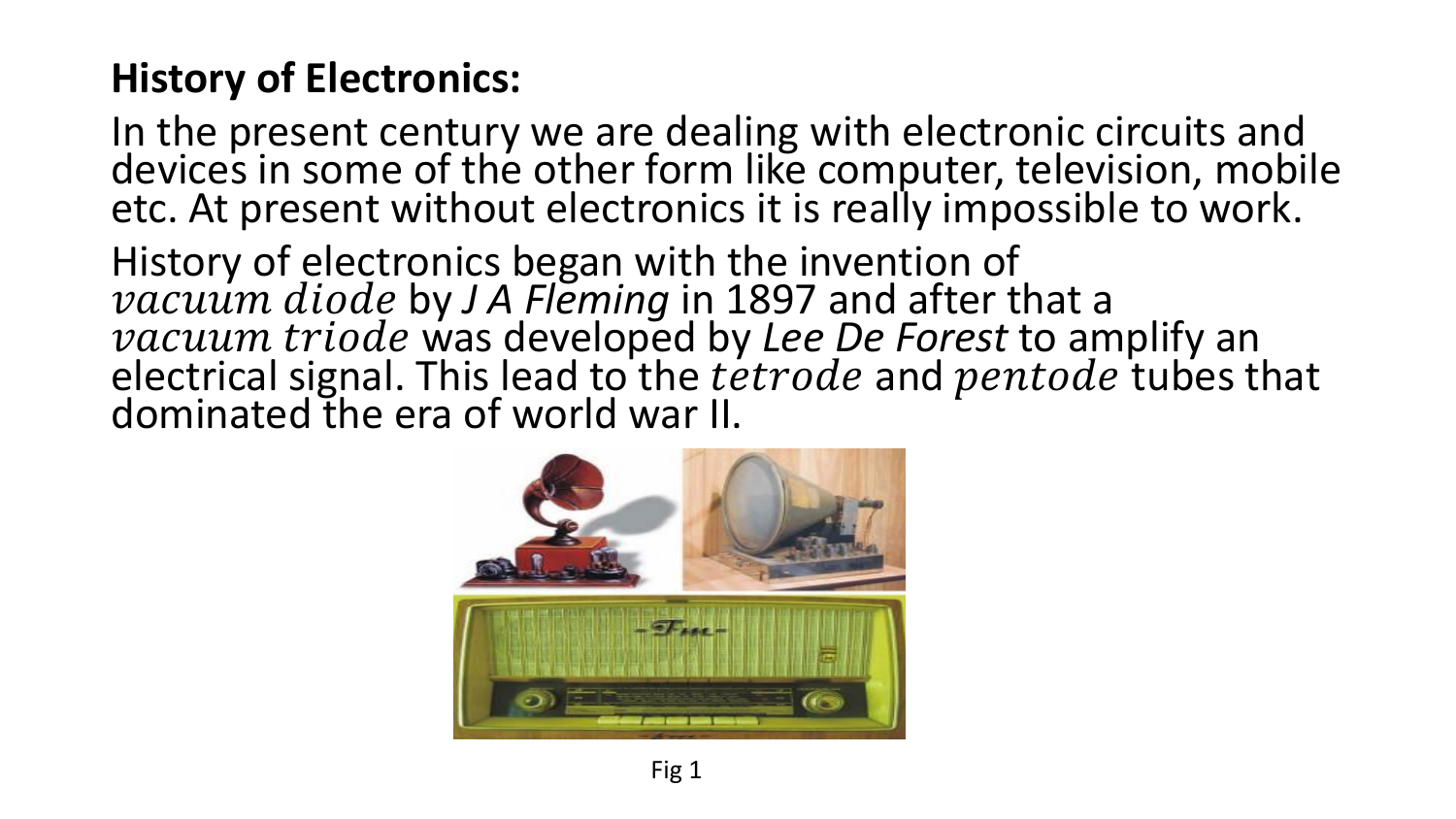## History of Electronics:

In the present century we are dealing with electronic circuits and devices in some of the other form like computer, television, mobile etc. At present without electronics it is really impossible to work.

History of electronics began with the invention of $vacuum\ diode$ by *J A Fleming* in 1897 and after that a $vacuum\ triode$ was developed by *Lee De Forest* to amplify an electrical signal. This lead to the $tetrode$ and $pentode$ tubes that dominated the era of world war II.

Fig 1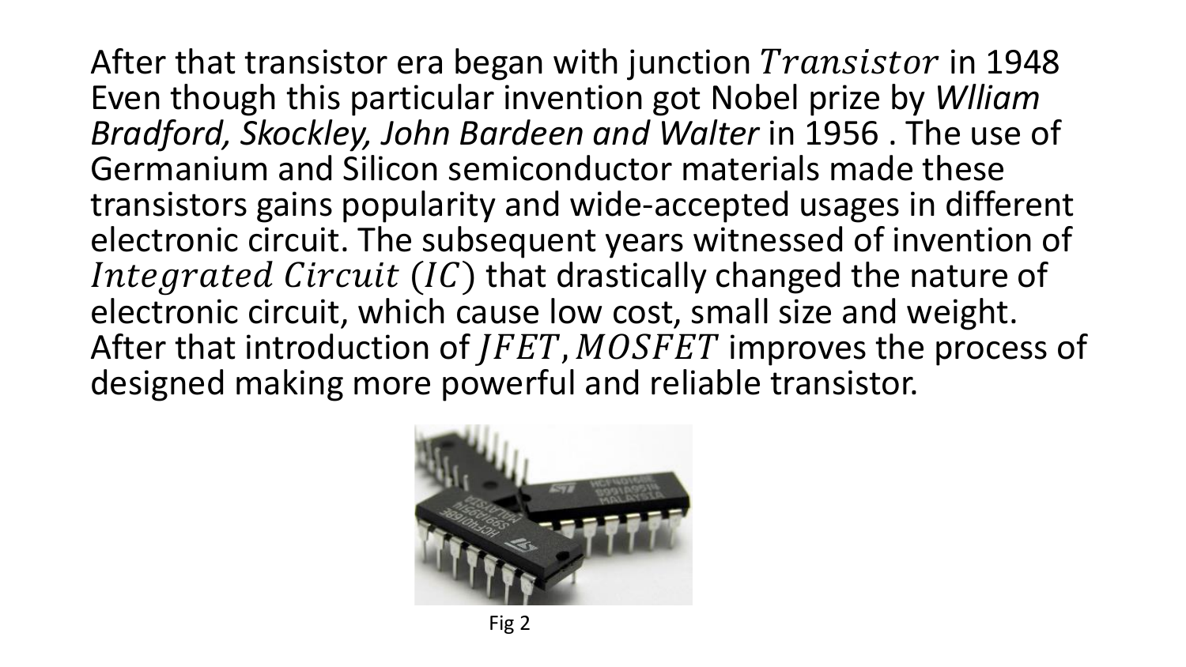After that transistor era began with junction $Transistor$ in 1948 Even though this particular invention got Nobel prize by *Wlliam Bradford, Skockley, John Bardeen and Walter* in 1956 . The use of Germanium and Silicon semiconductor materials made these transistors gains popularity and wide-accepted usages in different electronic circuit. The subsequent years witnessed of invention of $Integrated\ Circuit\ (IC)$ that drastically changed the nature of electronic circuit, which cause low cost, small size and weight. After that introduction of $JFET, MOSFET$ improves the process of designed making more powerful and reliable transistor.

Fig 2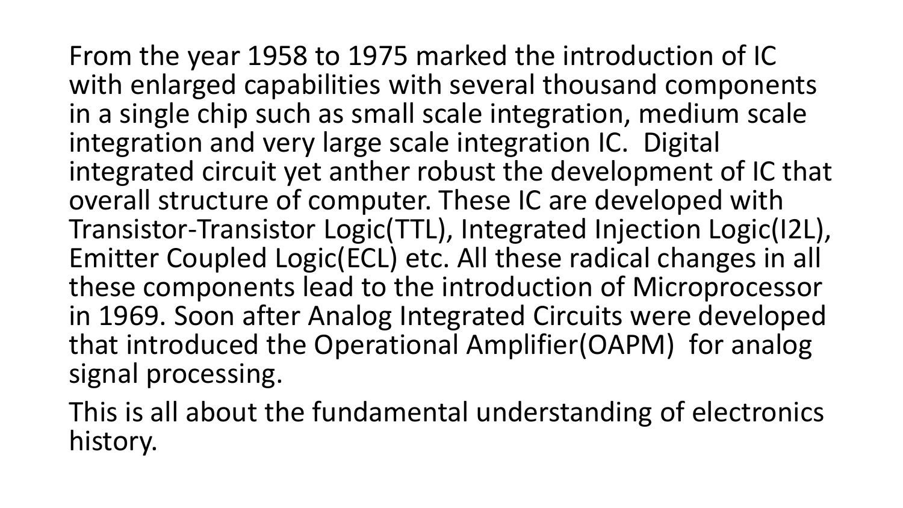From the year 1958 to 1975 marked the introduction of IC with enlarged capabilities with several thousand components in a single chip such as small scale integration, medium scale integration and very large scale integration IC. Digital integrated circuit yet anther robust the development of IC that overall structure of computer. These IC are developed with Transistor-Transistor Logic(TTL), Integrated Injection Logic(I2L), Emitter Coupled Logic(ECL) etc. All these radical changes in all these components lead to the introduction of Microprocessor in 1969. Soon after Analog Integrated Circuits were developed that introduced the Operational Amplifier(OAPM) for analog signal processing.

This is all about the fundamental understanding of electronics history.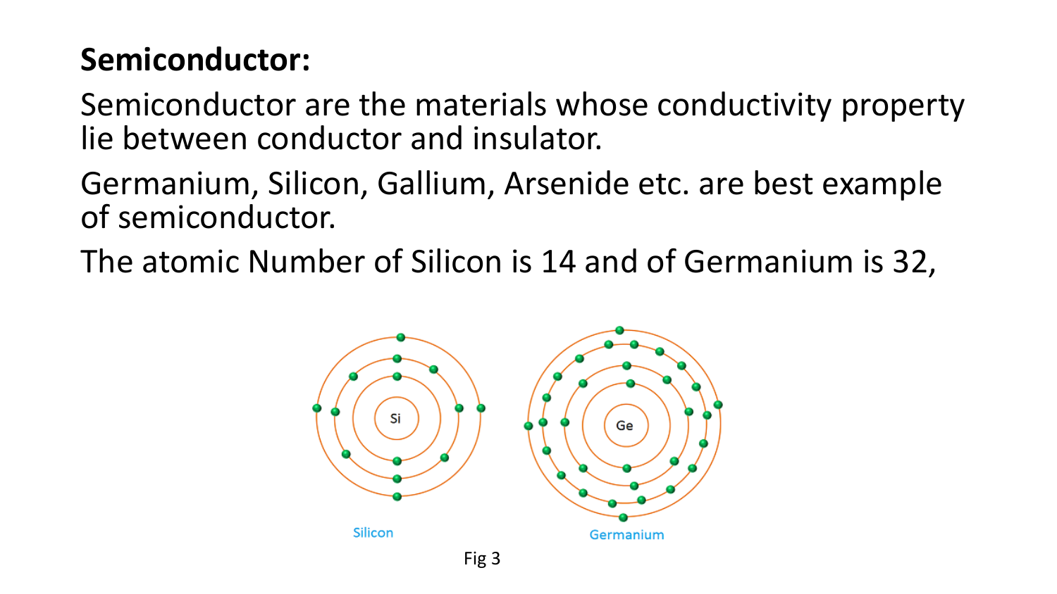# Semiconductor:

Semiconductor are the materials whose conductivity property lie between conductor and insulator.

Germanium, Silicon, Gallium, Arsenide etc. are best example of semiconductor.

The atomic Number of Silicon is 14 and of Germanium is 32,

Fig 3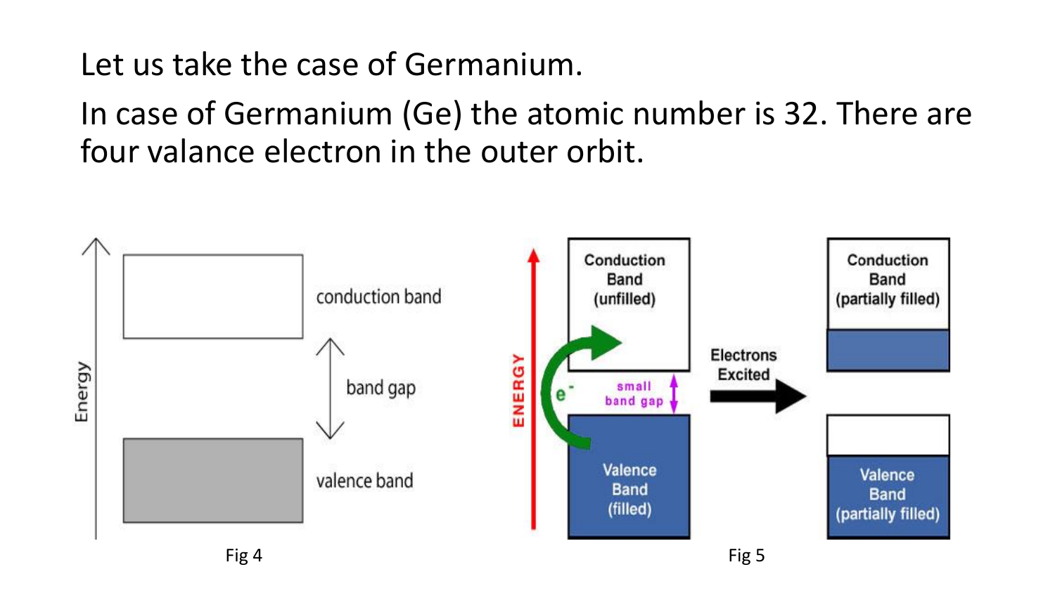Let us take the case of Germanium.

In case of Germanium (Ge) the atomic number is 32. There are four valance electron in the outer orbit.

Fig 4

Fig 5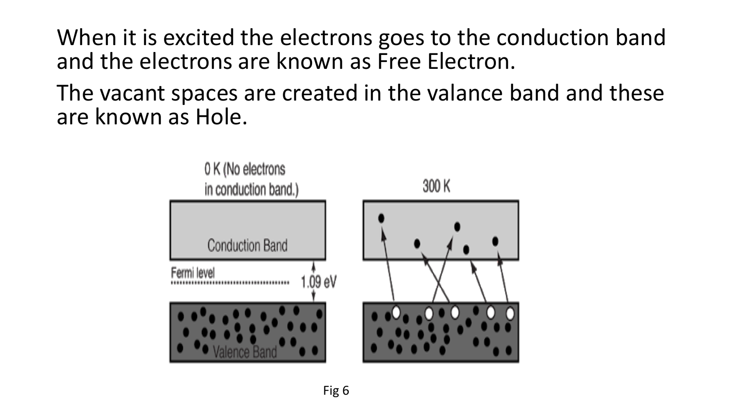When it is excited the electrons goes to the conduction band and the electrons are known as Free Electron.

The vacant spaces are created in the valance band and these are known as Hole.

0 K (No electrons in conduction band.)

300 K

Conduction Band

Fermi level

1.09 eV

Valence Band

Fig 6